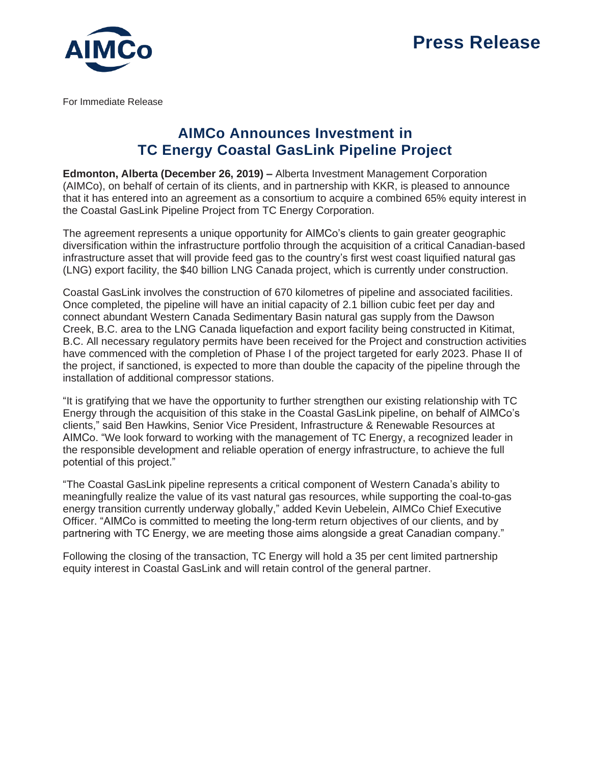AIMCo

# Press Release

For Immediate Release

## AIMCo Announces Investment in TC Energy Coastal GasLink Pipeline Project

**Edmonton, Alberta (December 26, 2019) –** Alberta Investment Management Corporation (AIMCo), on behalf of certain of its clients, and in partnership with KKR, is pleased to announce that it has entered into an agreement as a consortium to acquire a combined 65% equity interest in the Coastal GasLink Pipeline Project from TC Energy Corporation.

The agreement represents a unique opportunity for AIMCo's clients to gain greater geographic diversification within the infrastructure portfolio through the acquisition of a critical Canadian-based infrastructure asset that will provide feed gas to the country's first west coast liquified natural gas (LNG) export facility, the $40 billion LNG Canada project, which is currently under construction.

Coastal GasLink involves the construction of 670 kilometres of pipeline and associated facilities. Once completed, the pipeline will have an initial capacity of 2.1 billion cubic feet per day and connect abundant Western Canada Sedimentary Basin natural gas supply from the Dawson Creek, B.C. area to the LNG Canada liquefaction and export facility being constructed in Kitimat, B.C. All necessary regulatory permits have been received for the Project and construction activities have commenced with the completion of Phase I of the project targeted for early 2023. Phase II of the project, if sanctioned, is expected to more than double the capacity of the pipeline through the installation of additional compressor stations.

"It is gratifying that we have the opportunity to further strengthen our existing relationship with TC Energy through the acquisition of this stake in the Coastal GasLink pipeline, on behalf of AIMCo's clients," said Ben Hawkins, Senior Vice President, Infrastructure & Renewable Resources at AIMCo. "We look forward to working with the management of TC Energy, a recognized leader in the responsible development and reliable operation of energy infrastructure, to achieve the full potential of this project."

"The Coastal GasLink pipeline represents a critical component of Western Canada's ability to meaningfully realize the value of its vast natural gas resources, while supporting the coal-to-gas energy transition currently underway globally," added Kevin Uebelein, AIMCo Chief Executive Officer. "AIMCo is committed to meeting the long-term return objectives of our clients, and by partnering with TC Energy, we are meeting those aims alongside a great Canadian company."

Following the closing of the transaction, TC Energy will hold a 35 per cent limited partnership equity interest in Coastal GasLink and will retain control of the general partner.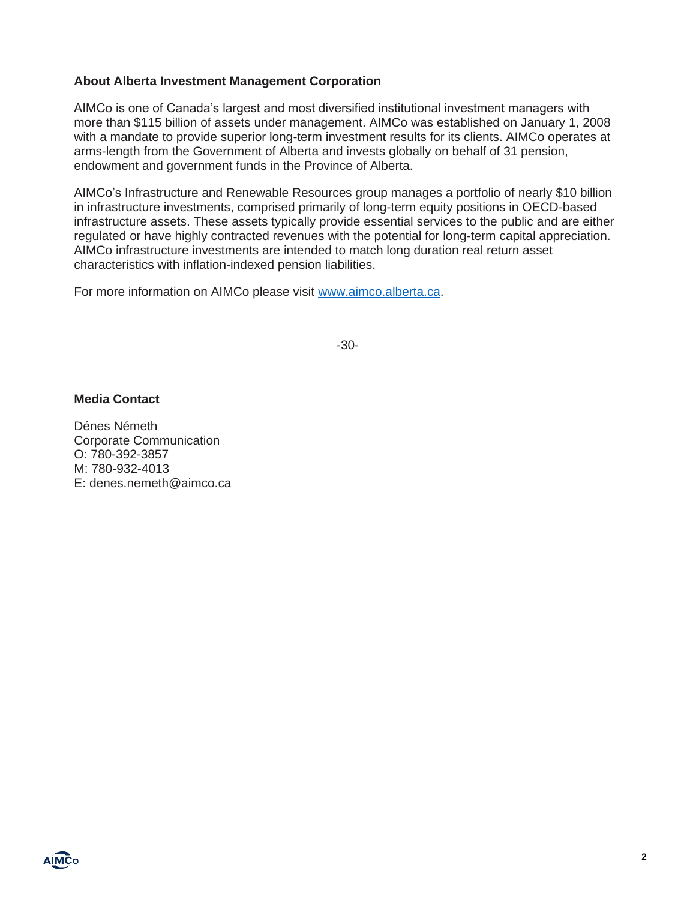**About Alberta Investment Management Corporation**

AIMCo is one of Canada's largest and most diversified institutional investment managers with more than $115 billion of assets under management. AIMCo was established on January 1, 2008 with a mandate to provide superior long-term investment results for its clients. AIMCo operates at arms-length from the Government of Alberta and invests globally on behalf of 31 pension, endowment and government funds in the Province of Alberta.

AIMCo's Infrastructure and Renewable Resources group manages a portfolio of nearly $10 billion in infrastructure investments, comprised primarily of long-term equity positions in OECD-based infrastructure assets. These assets typically provide essential services to the public and are either regulated or have highly contracted revenues with the potential for long-term capital appreciation. AIMCo infrastructure investments are intended to match long duration real return asset characteristics with inflation-indexed pension liabilities.

For more information on AIMCo please visit [www.aimco.alberta.ca](http://www.aimco.alberta.ca).

-30-

**Media Contact**

Dénes Németh
Corporate Communication
O: 780-392-3857
M: 780-932-4013
E: denes.nemeth@aimco.ca